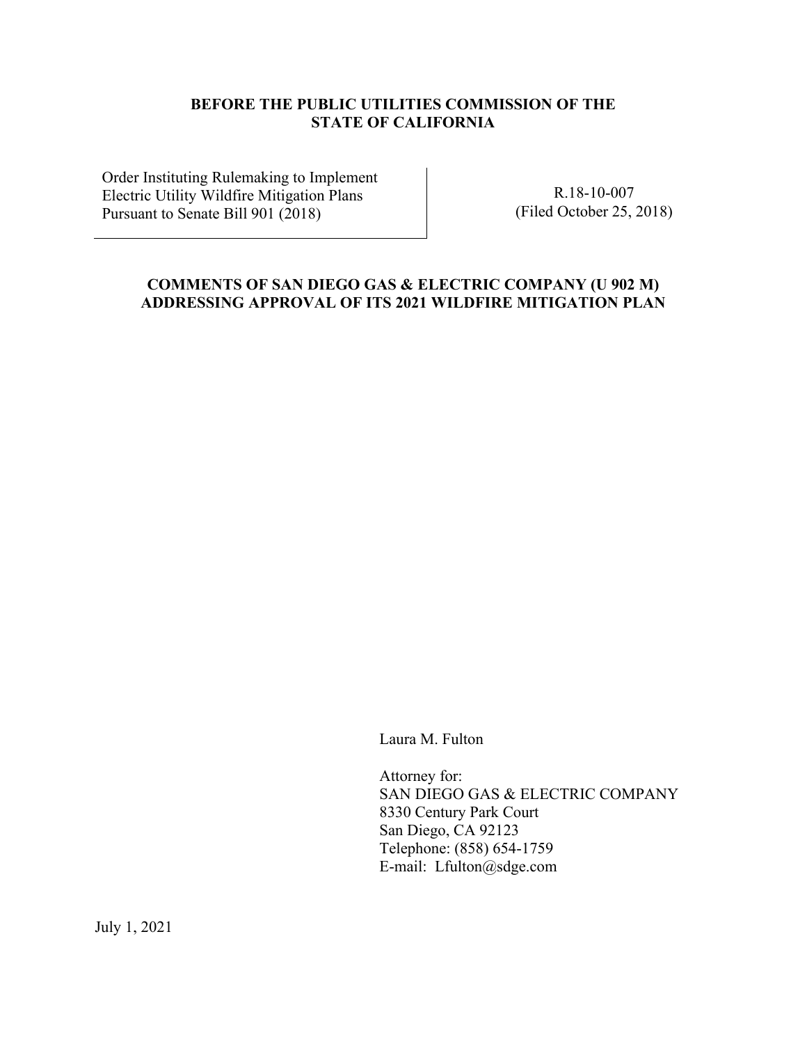**BEFORE THE PUBLIC UTILITIES COMMISSION OF THE STATE OF CALIFORNIA**

| | |
|---|---|
| Order Instituting Rulemaking to Implement Electric Utility Wildfire Mitigation Plans Pursuant to Senate Bill 901 (2018) | R.18-10-007<br>(Filed October 25, 2018) |

**COMMENTS OF SAN DIEGO GAS & ELECTRIC COMPANY (U 902 M) ADDRESSING APPROVAL OF ITS 2021 WILDFIRE MITIGATION PLAN**

Laura M. Fulton

Attorney for:
SAN DIEGO GAS & ELECTRIC COMPANY
8330 Century Park Court
San Diego, CA 92123
Telephone: (858) 654-1759
E-mail: Lfulton@sdge.com

July 1, 2021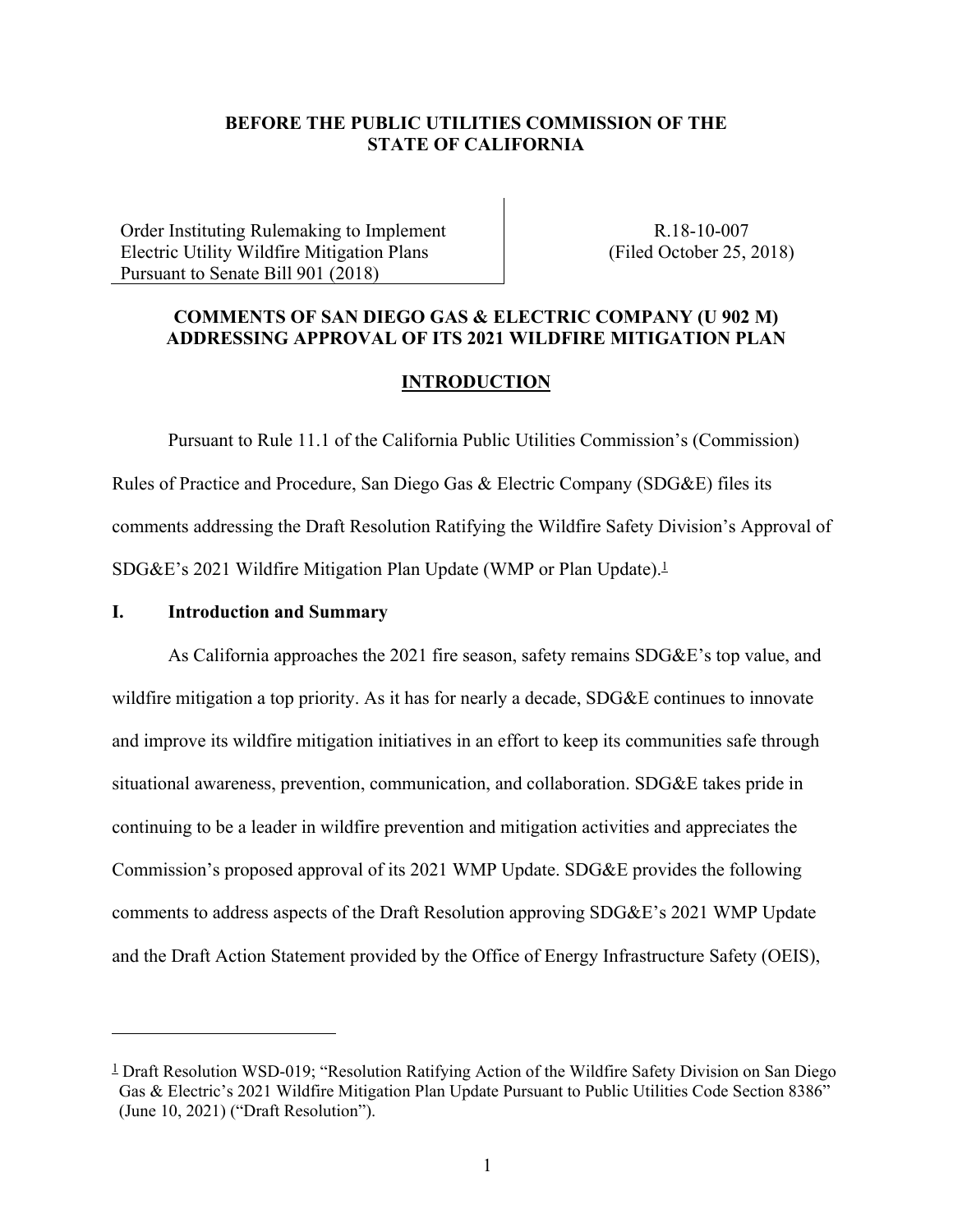**BEFORE THE PUBLIC UTILITIES COMMISSION OF THE STATE OF CALIFORNIA**

| Order Instituting Rulemaking to Implement Electric Utility Wildfire Mitigation Plans Pursuant to Senate Bill 901 (2018) | R.18-10-007 (Filed October 25, 2018) |
| --- | --- |

**COMMENTS OF SAN DIEGO GAS & ELECTRIC COMPANY (U 902 M) ADDRESSING APPROVAL OF ITS 2021 WILDFIRE MITIGATION PLAN**

**INTRODUCTION**

Pursuant to Rule 11.1 of the California Public Utilities Commission's (Commission) Rules of Practice and Procedure, San Diego Gas & Electric Company (SDG&E) files its comments addressing the Draft Resolution Ratifying the Wildfire Safety Division's Approval of SDG&E's 2021 Wildfire Mitigation Plan Update (WMP or Plan Update).[1]

## I. Introduction and Summary

As California approaches the 2021 fire season, safety remains SDG&E's top value, and wildfire mitigation a top priority. As it has for nearly a decade, SDG&E continues to innovate and improve its wildfire mitigation initiatives in an effort to keep its communities safe through situational awareness, prevention, communication, and collaboration. SDG&E takes pride in continuing to be a leader in wildfire prevention and mitigation activities and appreciates the Commission's proposed approval of its 2021 WMP Update. SDG&E provides the following comments to address aspects of the Draft Resolution approving SDG&E's 2021 WMP Update and the Draft Action Statement provided by the Office of Energy Infrastructure Safety (OEIS),

---

[1] Draft Resolution WSD-019; "Resolution Ratifying Action of the Wildfire Safety Division on San Diego Gas & Electric's 2021 Wildfire Mitigation Plan Update Pursuant to Public Utilities Code Section 8386" (June 10, 2021) ("Draft Resolution").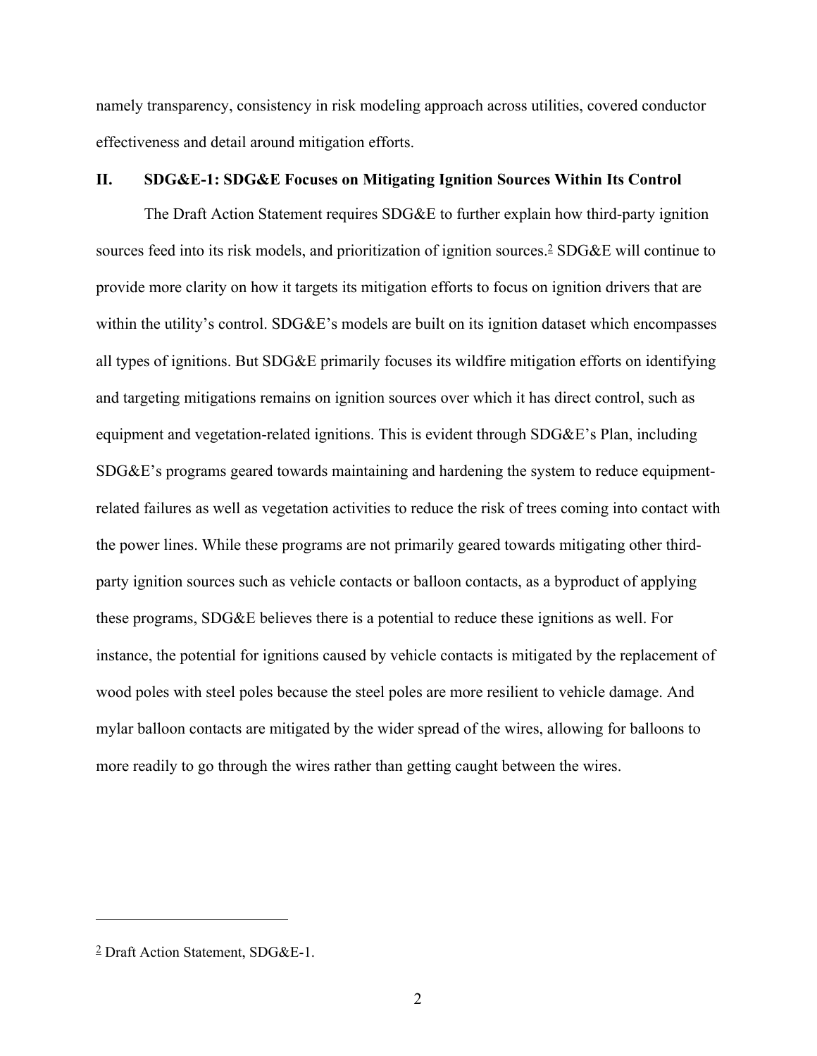namely transparency, consistency in risk modeling approach across utilities, covered conductor effectiveness and detail around mitigation efforts.

## II. SDG&E-1: SDG&E Focuses on Mitigating Ignition Sources Within Its Control

The Draft Action Statement requires SDG&E to further explain how third-party ignition sources feed into its risk models, and prioritization of ignition sources.[2] SDG&E will continue to provide more clarity on how it targets its mitigation efforts to focus on ignition drivers that are within the utility's control. SDG&E's models are built on its ignition dataset which encompasses all types of ignitions. But SDG&E primarily focuses its wildfire mitigation efforts on identifying and targeting mitigations remains on ignition sources over which it has direct control, such as equipment and vegetation-related ignitions. This is evident through SDG&E's Plan, including SDG&E's programs geared towards maintaining and hardening the system to reduce equipment-related failures as well as vegetation activities to reduce the risk of trees coming into contact with the power lines. While these programs are not primarily geared towards mitigating other third-party ignition sources such as vehicle contacts or balloon contacts, as a byproduct of applying these programs, SDG&E believes there is a potential to reduce these ignitions as well. For instance, the potential for ignitions caused by vehicle contacts is mitigated by the replacement of wood poles with steel poles because the steel poles are more resilient to vehicle damage. And mylar balloon contacts are mitigated by the wider spread of the wires, allowing for balloons to more readily to go through the wires rather than getting caught between the wires.

---

[2] Draft Action Statement, SDG&E-1.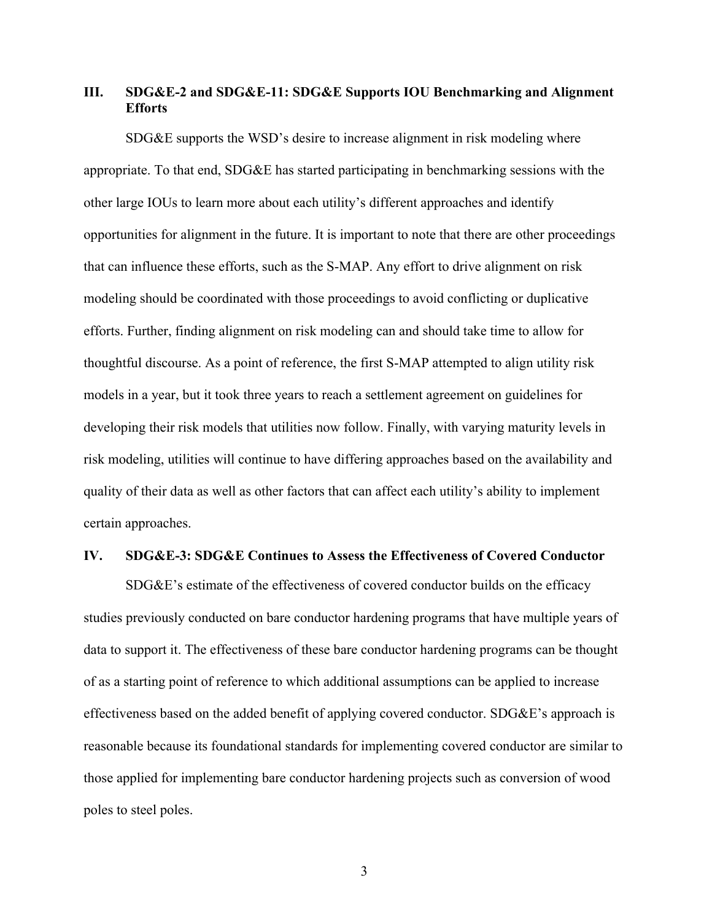## III. SDG&E-2 and SDG&E-11: SDG&E Supports IOU Benchmarking and Alignment Efforts

SDG&E supports the WSD's desire to increase alignment in risk modeling where appropriate. To that end, SDG&E has started participating in benchmarking sessions with the other large IOUs to learn more about each utility's different approaches and identify opportunities for alignment in the future. It is important to note that there are other proceedings that can influence these efforts, such as the S-MAP. Any effort to drive alignment on risk modeling should be coordinated with those proceedings to avoid conflicting or duplicative efforts. Further, finding alignment on risk modeling can and should take time to allow for thoughtful discourse. As a point of reference, the first S-MAP attempted to align utility risk models in a year, but it took three years to reach a settlement agreement on guidelines for developing their risk models that utilities now follow. Finally, with varying maturity levels in risk modeling, utilities will continue to have differing approaches based on the availability and quality of their data as well as other factors that can affect each utility's ability to implement certain approaches.

## IV. SDG&E-3: SDG&E Continues to Assess the Effectiveness of Covered Conductor

SDG&E's estimate of the effectiveness of covered conductor builds on the efficacy studies previously conducted on bare conductor hardening programs that have multiple years of data to support it. The effectiveness of these bare conductor hardening programs can be thought of as a starting point of reference to which additional assumptions can be applied to increase effectiveness based on the added benefit of applying covered conductor. SDG&E's approach is reasonable because its foundational standards for implementing covered conductor are similar to those applied for implementing bare conductor hardening projects such as conversion of wood poles to steel poles.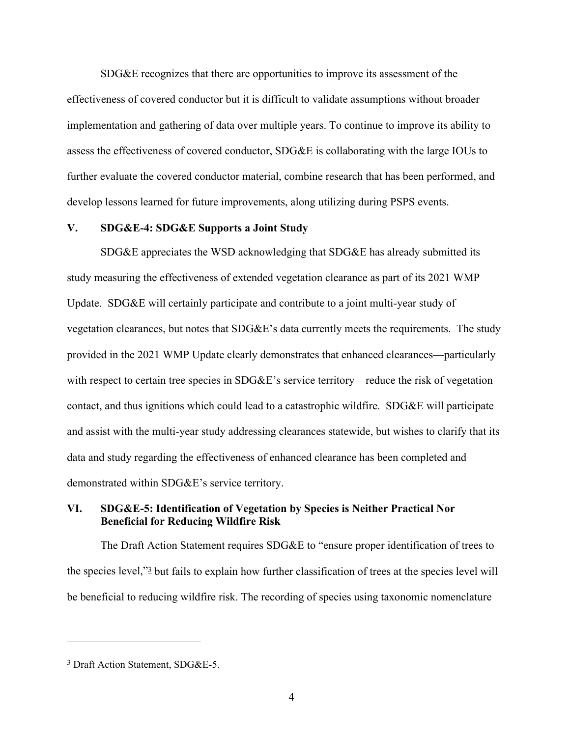SDG&E recognizes that there are opportunities to improve its assessment of the effectiveness of covered conductor but it is difficult to validate assumptions without broader implementation and gathering of data over multiple years. To continue to improve its ability to assess the effectiveness of covered conductor, SDG&E is collaborating with the large IOUs to further evaluate the covered conductor material, combine research that has been performed, and develop lessons learned for future improvements, along utilizing during PSPS events.

## V. SDG&E-4: SDG&E Supports a Joint Study

SDG&E appreciates the WSD acknowledging that SDG&E has already submitted its study measuring the effectiveness of extended vegetation clearance as part of its 2021 WMP Update. SDG&E will certainly participate and contribute to a joint multi-year study of vegetation clearances, but notes that SDG&E's data currently meets the requirements. The study provided in the 2021 WMP Update clearly demonstrates that enhanced clearances—particularly with respect to certain tree species in SDG&E's service territory—reduce the risk of vegetation contact, and thus ignitions which could lead to a catastrophic wildfire. SDG&E will participate and assist with the multi-year study addressing clearances statewide, but wishes to clarify that its data and study regarding the effectiveness of enhanced clearance has been completed and demonstrated within SDG&E's service territory.

## VI. SDG&E-5: Identification of Vegetation by Species is Neither Practical Nor Beneficial for Reducing Wildfire Risk

The Draft Action Statement requires SDG&E to "ensure proper identification of trees to the species level,"[3] but fails to explain how further classification of trees at the species level will be beneficial to reducing wildfire risk. The recording of species using taxonomic nomenclature

---

[3] Draft Action Statement, SDG&E-5.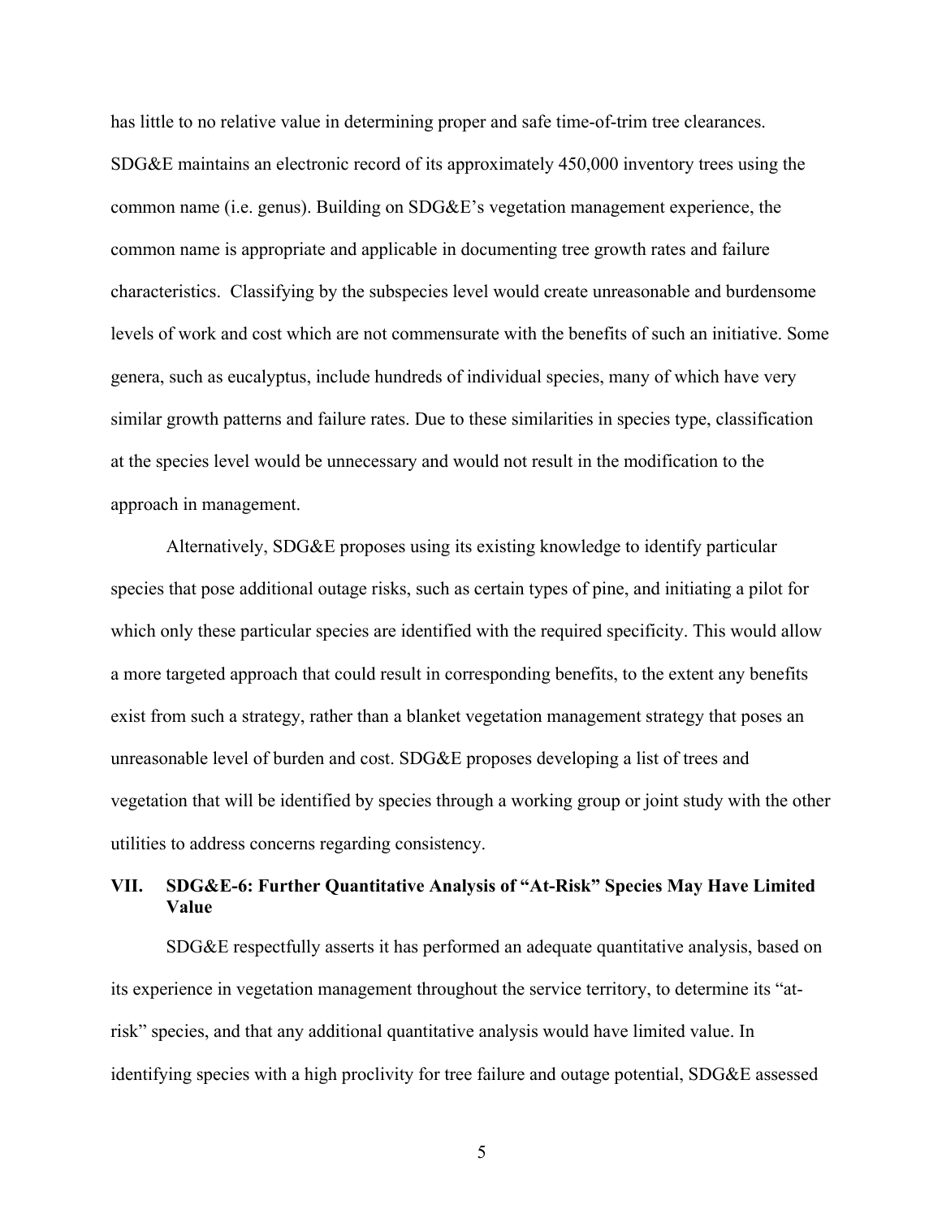has little to no relative value in determining proper and safe time-of-trim tree clearances. SDG&E maintains an electronic record of its approximately 450,000 inventory trees using the common name (i.e. genus). Building on SDG&E's vegetation management experience, the common name is appropriate and applicable in documenting tree growth rates and failure characteristics. Classifying by the subspecies level would create unreasonable and burdensome levels of work and cost which are not commensurate with the benefits of such an initiative. Some genera, such as eucalyptus, include hundreds of individual species, many of which have very similar growth patterns and failure rates. Due to these similarities in species type, classification at the species level would be unnecessary and would not result in the modification to the approach in management.

Alternatively, SDG&E proposes using its existing knowledge to identify particular species that pose additional outage risks, such as certain types of pine, and initiating a pilot for which only these particular species are identified with the required specificity. This would allow a more targeted approach that could result in corresponding benefits, to the extent any benefits exist from such a strategy, rather than a blanket vegetation management strategy that poses an unreasonable level of burden and cost. SDG&E proposes developing a list of trees and vegetation that will be identified by species through a working group or joint study with the other utilities to address concerns regarding consistency.

## VII. SDG&E-6: Further Quantitative Analysis of "At-Risk" Species May Have Limited Value

SDG&E respectfully asserts it has performed an adequate quantitative analysis, based on its experience in vegetation management throughout the service territory, to determine its "at-risk" species, and that any additional quantitative analysis would have limited value. In identifying species with a high proclivity for tree failure and outage potential, SDG&E assessed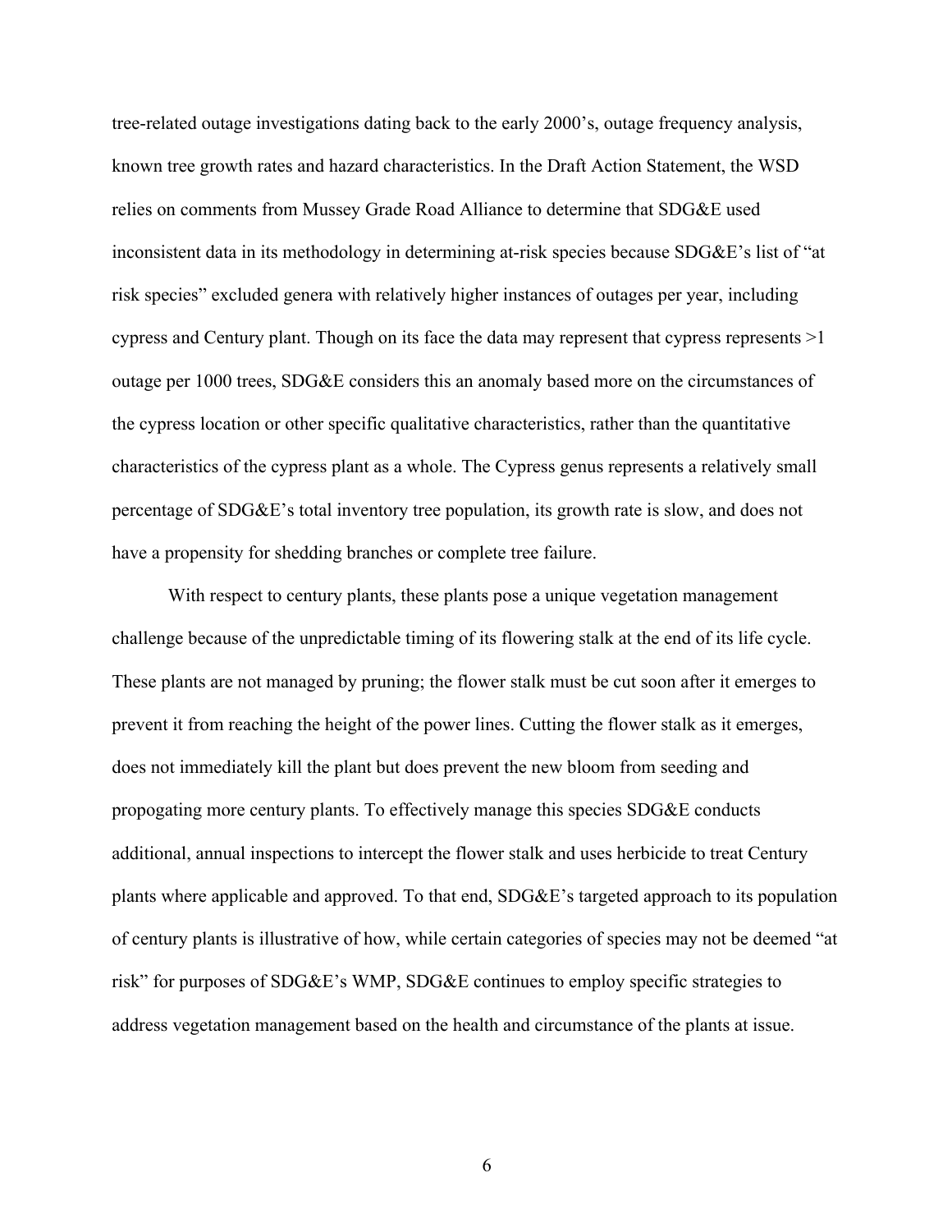tree-related outage investigations dating back to the early 2000's, outage frequency analysis, known tree growth rates and hazard characteristics. In the Draft Action Statement, the WSD relies on comments from Mussey Grade Road Alliance to determine that SDG&E used inconsistent data in its methodology in determining at-risk species because SDG&E's list of "at risk species" excluded genera with relatively higher instances of outages per year, including cypress and Century plant. Though on its face the data may represent that cypress represents >1 outage per 1000 trees, SDG&E considers this an anomaly based more on the circumstances of the cypress location or other specific qualitative characteristics, rather than the quantitative characteristics of the cypress plant as a whole. The Cypress genus represents a relatively small percentage of SDG&E's total inventory tree population, its growth rate is slow, and does not have a propensity for shedding branches or complete tree failure.

With respect to century plants, these plants pose a unique vegetation management challenge because of the unpredictable timing of its flowering stalk at the end of its life cycle. These plants are not managed by pruning; the flower stalk must be cut soon after it emerges to prevent it from reaching the height of the power lines. Cutting the flower stalk as it emerges, does not immediately kill the plant but does prevent the new bloom from seeding and propogating more century plants. To effectively manage this species SDG&E conducts additional, annual inspections to intercept the flower stalk and uses herbicide to treat Century plants where applicable and approved. To that end, SDG&E's targeted approach to its population of century plants is illustrative of how, while certain categories of species may not be deemed "at risk" for purposes of SDG&E's WMP, SDG&E continues to employ specific strategies to address vegetation management based on the health and circumstance of the plants at issue.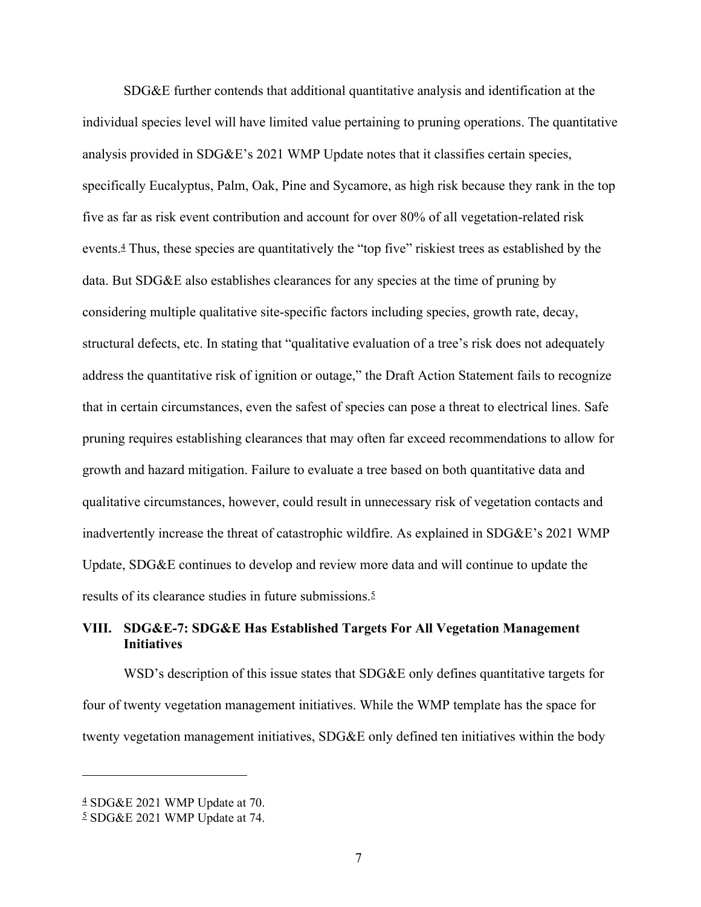SDG&E further contends that additional quantitative analysis and identification at the individual species level will have limited value pertaining to pruning operations. The quantitative analysis provided in SDG&E's 2021 WMP Update notes that it classifies certain species, specifically Eucalyptus, Palm, Oak, Pine and Sycamore, as high risk because they rank in the top five as far as risk event contribution and account for over 80% of all vegetation-related risk events.[4] Thus, these species are quantitatively the "top five" riskiest trees as established by the data. But SDG&E also establishes clearances for any species at the time of pruning by considering multiple qualitative site-specific factors including species, growth rate, decay, structural defects, etc. In stating that "qualitative evaluation of a tree's risk does not adequately address the quantitative risk of ignition or outage," the Draft Action Statement fails to recognize that in certain circumstances, even the safest of species can pose a threat to electrical lines. Safe pruning requires establishing clearances that may often far exceed recommendations to allow for growth and hazard mitigation. Failure to evaluate a tree based on both quantitative data and qualitative circumstances, however, could result in unnecessary risk of vegetation contacts and inadvertently increase the threat of catastrophic wildfire. As explained in SDG&E's 2021 WMP Update, SDG&E continues to develop and review more data and will continue to update the results of its clearance studies in future submissions.[5]

## VIII. SDG&E-7: SDG&E Has Established Targets For All Vegetation Management Initiatives

WSD's description of this issue states that SDG&E only defines quantitative targets for four of twenty vegetation management initiatives. While the WMP template has the space for twenty vegetation management initiatives, SDG&E only defined ten initiatives within the body

---

[4] SDG&E 2021 WMP Update at 70.

[5] SDG&E 2021 WMP Update at 74.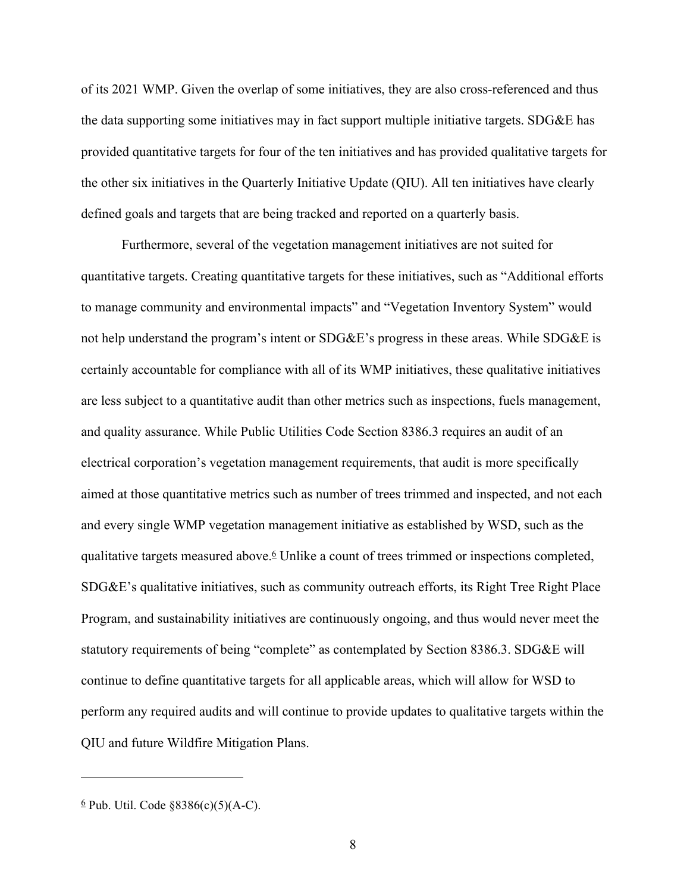of its 2021 WMP. Given the overlap of some initiatives, they are also cross-referenced and thus the data supporting some initiatives may in fact support multiple initiative targets. SDG&E has provided quantitative targets for four of the ten initiatives and has provided qualitative targets for the other six initiatives in the Quarterly Initiative Update (QIU). All ten initiatives have clearly defined goals and targets that are being tracked and reported on a quarterly basis.

Furthermore, several of the vegetation management initiatives are not suited for quantitative targets. Creating quantitative targets for these initiatives, such as "Additional efforts to manage community and environmental impacts" and "Vegetation Inventory System" would not help understand the program's intent or SDG&E's progress in these areas. While SDG&E is certainly accountable for compliance with all of its WMP initiatives, these qualitative initiatives are less subject to a quantitative audit than other metrics such as inspections, fuels management, and quality assurance. While Public Utilities Code Section 8386.3 requires an audit of an electrical corporation's vegetation management requirements, that audit is more specifically aimed at those quantitative metrics such as number of trees trimmed and inspected, and not each and every single WMP vegetation management initiative as established by WSD, such as the qualitative targets measured above.[6] Unlike a count of trees trimmed or inspections completed, SDG&E's qualitative initiatives, such as community outreach efforts, its Right Tree Right Place Program, and sustainability initiatives are continuously ongoing, and thus would never meet the statutory requirements of being "complete" as contemplated by Section 8386.3. SDG&E will continue to define quantitative targets for all applicable areas, which will allow for WSD to perform any required audits and will continue to provide updates to qualitative targets within the QIU and future Wildfire Mitigation Plans.

---

[6] Pub. Util. Code §8386(c)(5)(A-C).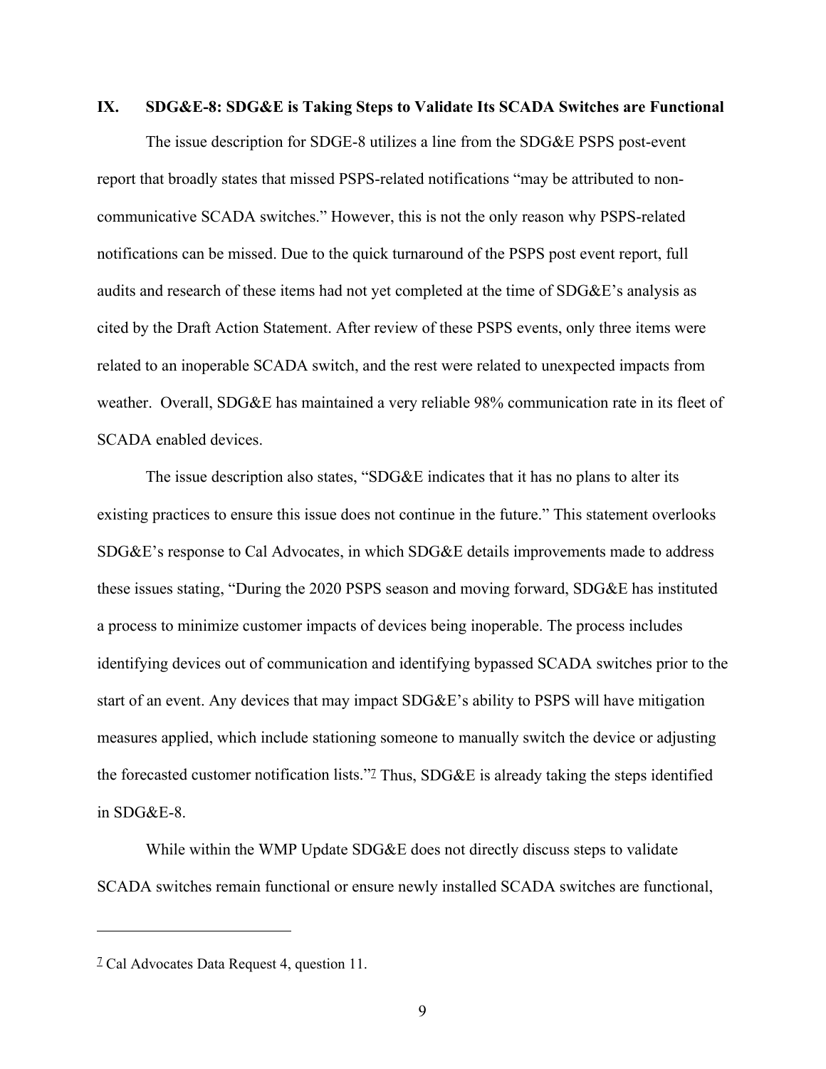## IX. SDG&E-8: SDG&E is Taking Steps to Validate Its SCADA Switches are Functional

The issue description for SDGE-8 utilizes a line from the SDG&E PSPS post-event report that broadly states that missed PSPS-related notifications "may be attributed to non-communicative SCADA switches." However, this is not the only reason why PSPS-related notifications can be missed. Due to the quick turnaround of the PSPS post event report, full audits and research of these items had not yet completed at the time of SDG&E's analysis as cited by the Draft Action Statement. After review of these PSPS events, only three items were related to an inoperable SCADA switch, and the rest were related to unexpected impacts from weather. Overall, SDG&E has maintained a very reliable 98% communication rate in its fleet of SCADA enabled devices.

The issue description also states, "SDG&E indicates that it has no plans to alter its existing practices to ensure this issue does not continue in the future." This statement overlooks SDG&E's response to Cal Advocates, in which SDG&E details improvements made to address these issues stating, "During the 2020 PSPS season and moving forward, SDG&E has instituted a process to minimize customer impacts of devices being inoperable. The process includes identifying devices out of communication and identifying bypassed SCADA switches prior to the start of an event. Any devices that may impact SDG&E's ability to PSPS will have mitigation measures applied, which include stationing someone to manually switch the device or adjusting the forecasted customer notification lists."[7] Thus, SDG&E is already taking the steps identified in SDG&E-8.

While within the WMP Update SDG&E does not directly discuss steps to validate SCADA switches remain functional or ensure newly installed SCADA switches are functional,

---

[7] Cal Advocates Data Request 4, question 11.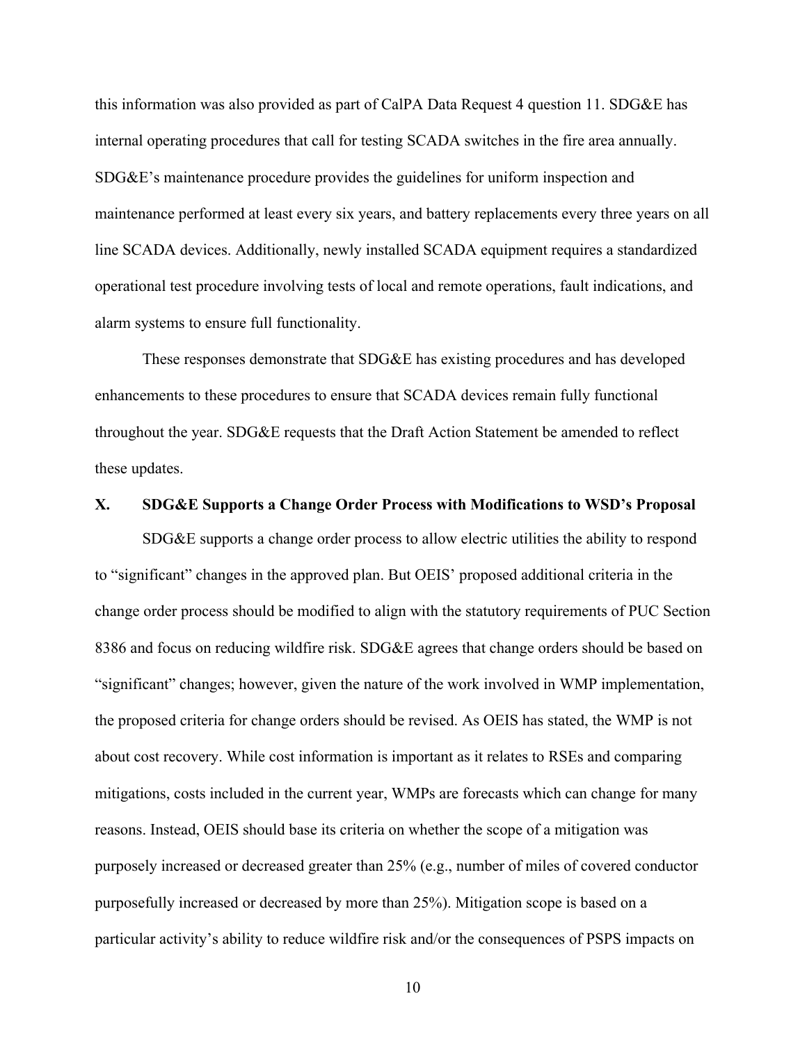this information was also provided as part of CalPA Data Request 4 question 11. SDG&E has internal operating procedures that call for testing SCADA switches in the fire area annually. SDG&E's maintenance procedure provides the guidelines for uniform inspection and maintenance performed at least every six years, and battery replacements every three years on all line SCADA devices. Additionally, newly installed SCADA equipment requires a standardized operational test procedure involving tests of local and remote operations, fault indications, and alarm systems to ensure full functionality.

These responses demonstrate that SDG&E has existing procedures and has developed enhancements to these procedures to ensure that SCADA devices remain fully functional throughout the year. SDG&E requests that the Draft Action Statement be amended to reflect these updates.

## X. SDG&E Supports a Change Order Process with Modifications to WSD's Proposal

SDG&E supports a change order process to allow electric utilities the ability to respond to "significant" changes in the approved plan. But OEIS' proposed additional criteria in the change order process should be modified to align with the statutory requirements of PUC Section 8386 and focus on reducing wildfire risk. SDG&E agrees that change orders should be based on "significant" changes; however, given the nature of the work involved in WMP implementation, the proposed criteria for change orders should be revised. As OEIS has stated, the WMP is not about cost recovery. While cost information is important as it relates to RSEs and comparing mitigations, costs included in the current year, WMPs are forecasts which can change for many reasons. Instead, OEIS should base its criteria on whether the scope of a mitigation was purposely increased or decreased greater than 25% (e.g., number of miles of covered conductor purposefully increased or decreased by more than 25%). Mitigation scope is based on a particular activity's ability to reduce wildfire risk and/or the consequences of PSPS impacts on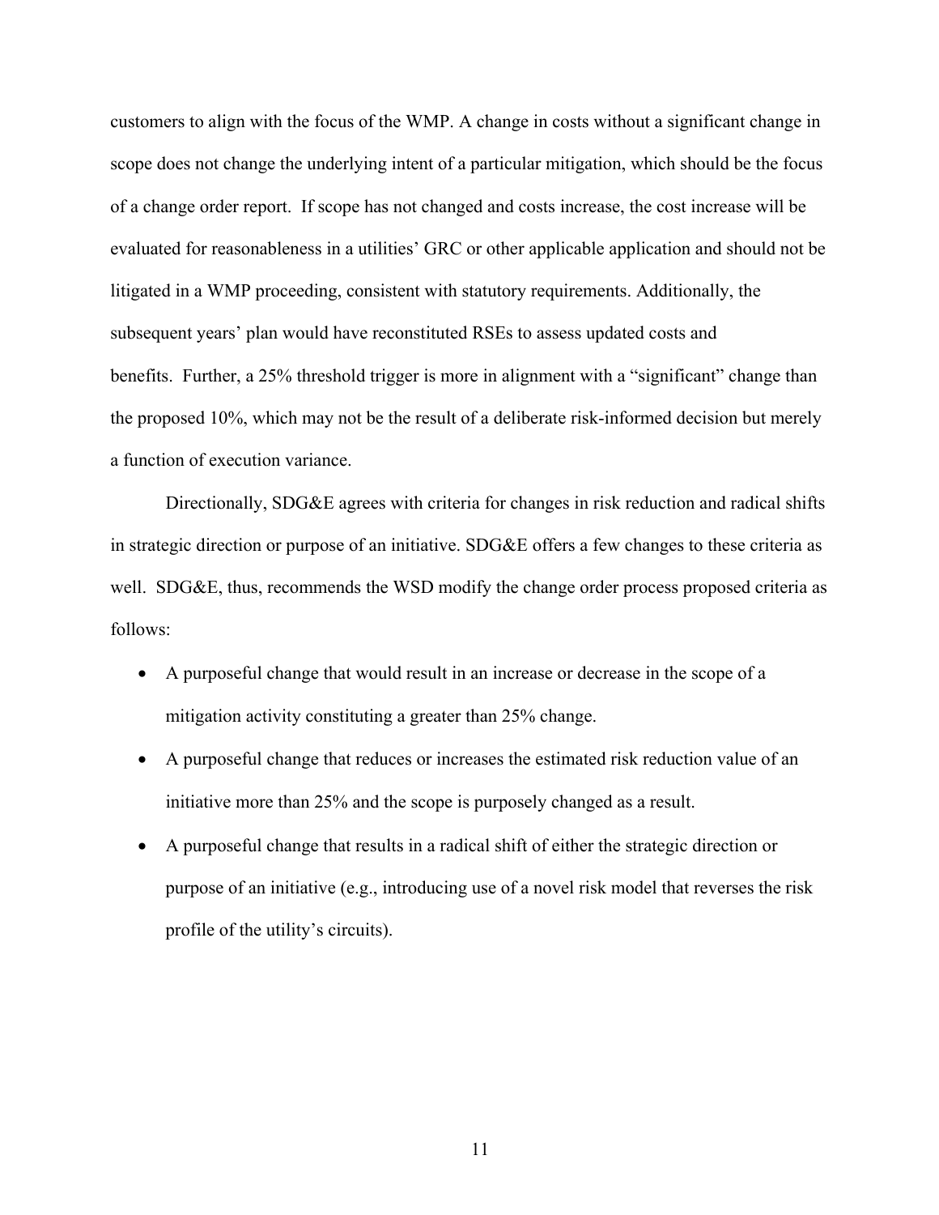customers to align with the focus of the WMP. A change in costs without a significant change in scope does not change the underlying intent of a particular mitigation, which should be the focus of a change order report. If scope has not changed and costs increase, the cost increase will be evaluated for reasonableness in a utilities' GRC or other applicable application and should not be litigated in a WMP proceeding, consistent with statutory requirements. Additionally, the subsequent years' plan would have reconstituted RSEs to assess updated costs and benefits. Further, a 25% threshold trigger is more in alignment with a "significant" change than the proposed 10%, which may not be the result of a deliberate risk-informed decision but merely a function of execution variance.

Directionally, SDG&E agrees with criteria for changes in risk reduction and radical shifts in strategic direction or purpose of an initiative. SDG&E offers a few changes to these criteria as well. SDG&E, thus, recommends the WSD modify the change order process proposed criteria as follows:

- A purposeful change that would result in an increase or decrease in the scope of a mitigation activity constituting a greater than 25% change.
- A purposeful change that reduces or increases the estimated risk reduction value of an initiative more than 25% and the scope is purposely changed as a result.
- A purposeful change that results in a radical shift of either the strategic direction or purpose of an initiative (e.g., introducing use of a novel risk model that reverses the risk profile of the utility's circuits).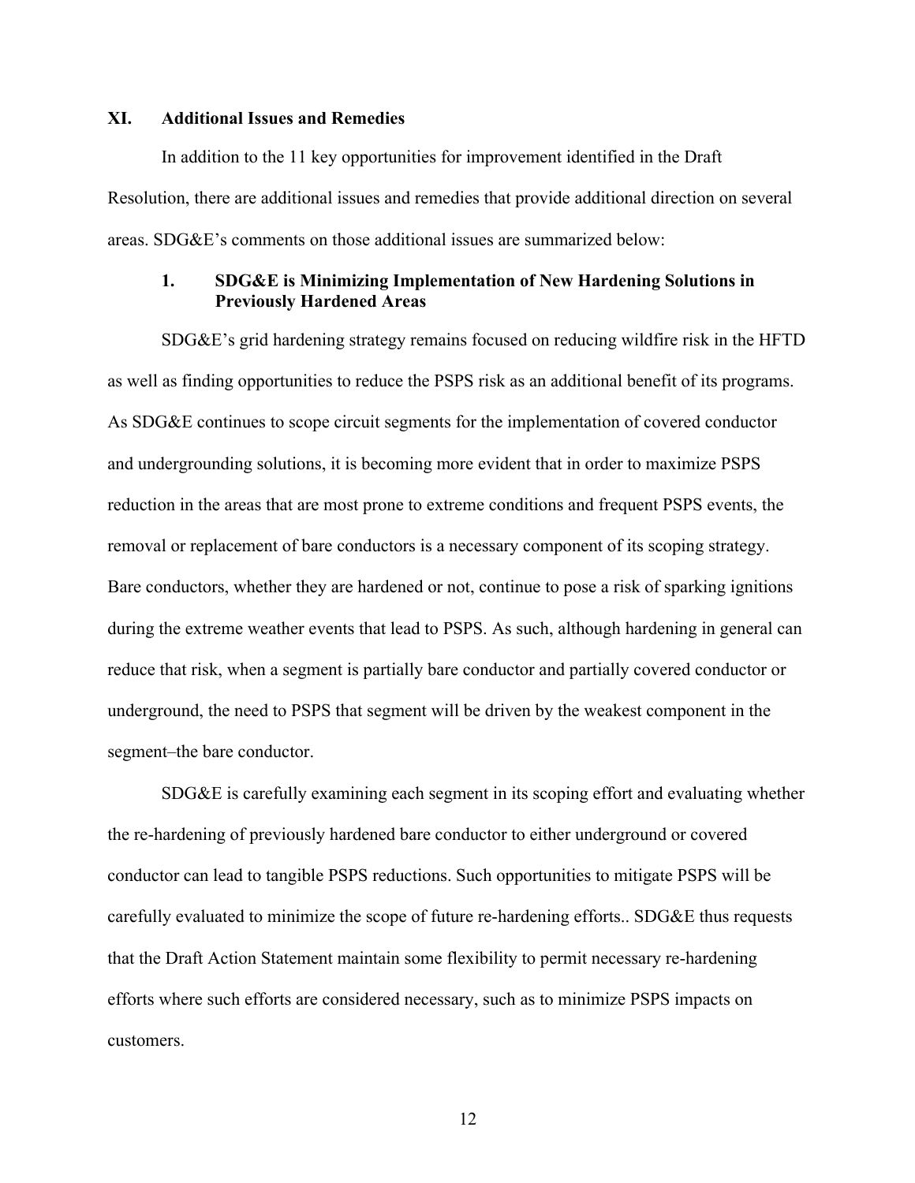## XI. Additional Issues and Remedies

In addition to the 11 key opportunities for improvement identified in the Draft Resolution, there are additional issues and remedies that provide additional direction on several areas. SDG&E's comments on those additional issues are summarized below:

### 1. SDG&E is Minimizing Implementation of New Hardening Solutions in Previously Hardened Areas

SDG&E's grid hardening strategy remains focused on reducing wildfire risk in the HFTD as well as finding opportunities to reduce the PSPS risk as an additional benefit of its programs. As SDG&E continues to scope circuit segments for the implementation of covered conductor and undergrounding solutions, it is becoming more evident that in order to maximize PSPS reduction in the areas that are most prone to extreme conditions and frequent PSPS events, the removal or replacement of bare conductors is a necessary component of its scoping strategy. Bare conductors, whether they are hardened or not, continue to pose a risk of sparking ignitions during the extreme weather events that lead to PSPS. As such, although hardening in general can reduce that risk, when a segment is partially bare conductor and partially covered conductor or underground, the need to PSPS that segment will be driven by the weakest component in the segment–the bare conductor.

SDG&E is carefully examining each segment in its scoping effort and evaluating whether the re-hardening of previously hardened bare conductor to either underground or covered conductor can lead to tangible PSPS reductions. Such opportunities to mitigate PSPS will be carefully evaluated to minimize the scope of future re-hardening efforts.. SDG&E thus requests that the Draft Action Statement maintain some flexibility to permit necessary re-hardening efforts where such efforts are considered necessary, such as to minimize PSPS impacts on customers.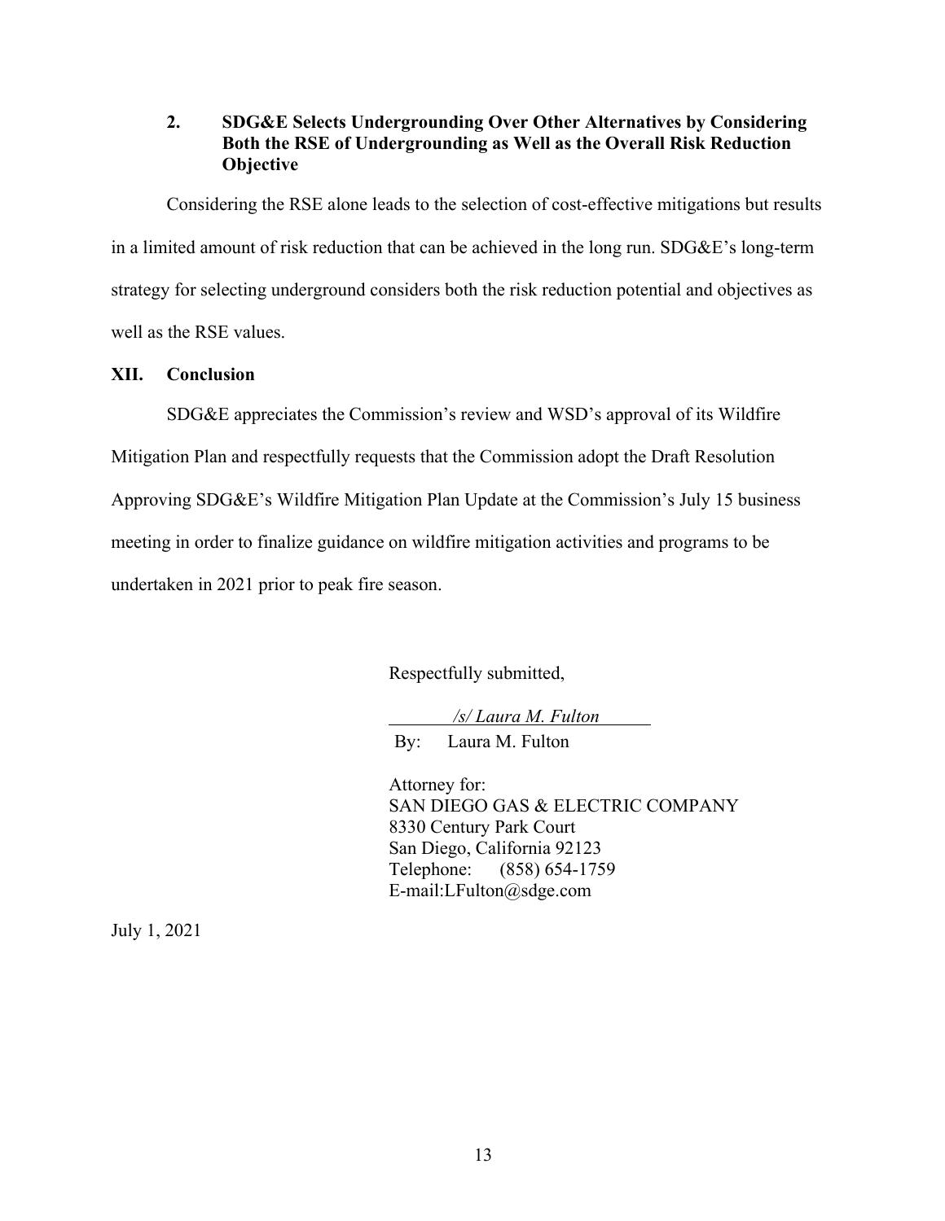### 2. SDG&E Selects Undergrounding Over Other Alternatives by Considering Both the RSE of Undergrounding as Well as the Overall Risk Reduction Objective

Considering the RSE alone leads to the selection of cost-effective mitigations but results in a limited amount of risk reduction that can be achieved in the long run. SDG&E's long-term strategy for selecting underground considers both the risk reduction potential and objectives as well as the RSE values.

## XII. Conclusion

SDG&E appreciates the Commission's review and WSD's approval of its Wildfire Mitigation Plan and respectfully requests that the Commission adopt the Draft Resolution Approving SDG&E's Wildfire Mitigation Plan Update at the Commission's July 15 business meeting in order to finalize guidance on wildfire mitigation activities and programs to be undertaken in 2021 prior to peak fire season.

Respectfully submitted,

*/s/ Laura M. Fulton*

By: Laura M. Fulton

Attorney for:
SAN DIEGO GAS & ELECTRIC COMPANY
8330 Century Park Court
San Diego, California 92123
Telephone: (858) 654-1759
E-mail:LFulton@sdge.com

July 1, 2021